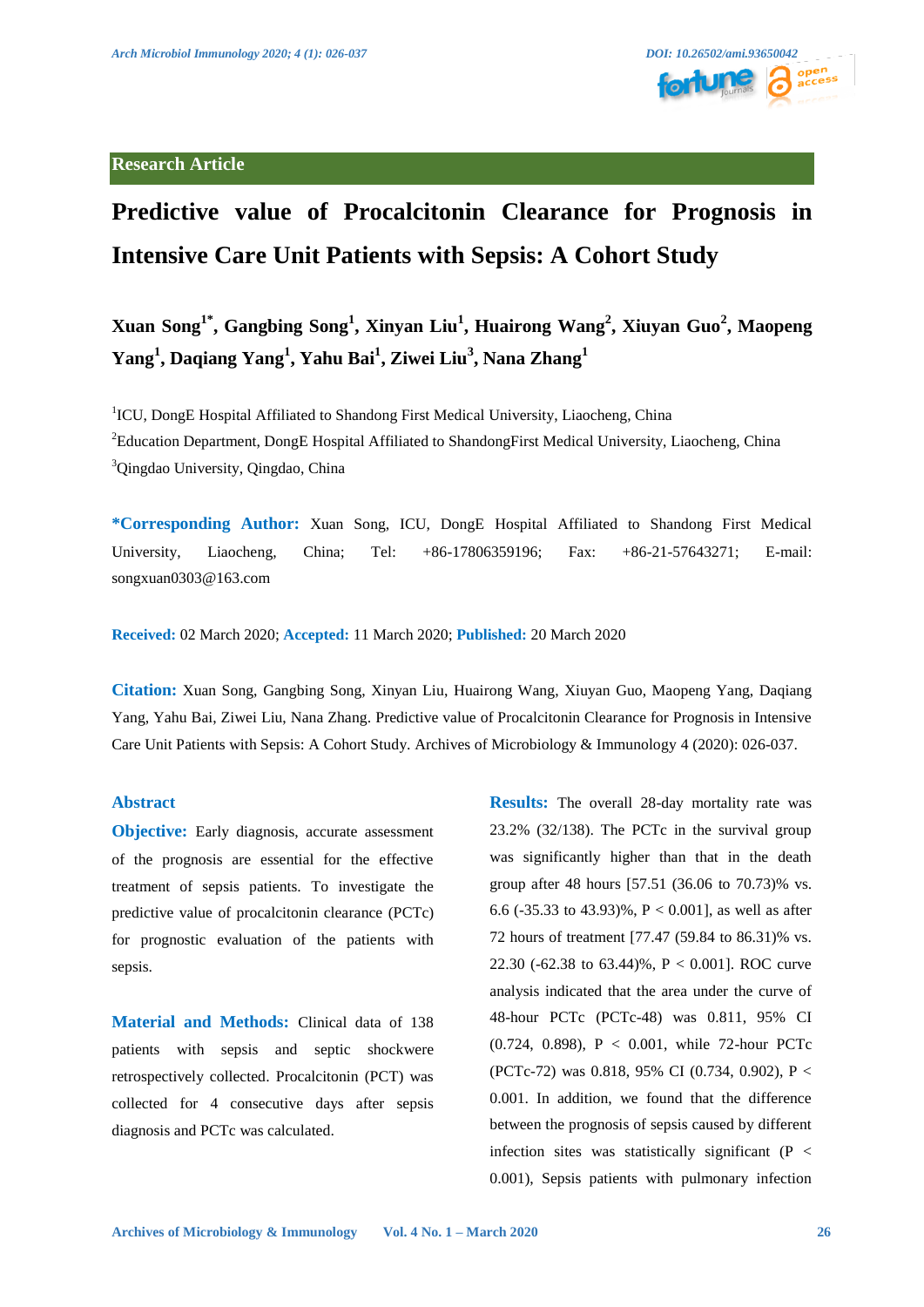Research Article

# Predictive value of Procalcitonin Clearance for Prognosis in Intensive Care Unit Patients with Sepsis: A Cohort Study

**Xuan Song[1*], Gangbing Song[1], Xinyan Liu[1], Huairong Wang[2], Xiuyan Guo[2], Maopeng Yang[1], Daqiang Yang[1], Yahu Bai[1], Ziwei Liu[3], Nana Zhang[1]**

[1]ICU, DongE Hospital Affiliated to Shandong First Medical University, Liaocheng, China

[2]Education Department, DongE Hospital Affiliated to ShandongFirst Medical University, Liaocheng, China

[3]Qingdao University, Qingdao, China

**\*Corresponding Author:** Xuan Song, ICU, DongE Hospital Affiliated to Shandong First Medical University, Liaocheng, China; Tel: +86-17806359196; Fax: +86-21-57643271; E-mail: songxuan0303@163.com

**Received:** 02 March 2020; **Accepted:** 11 March 2020; **Published:** 20 March 2020

**Citation:** Xuan Song, Gangbing Song, Xinyan Liu, Huairong Wang, Xiuyan Guo, Maopeng Yang, Daqiang Yang, Yahu Bai, Ziwei Liu, Nana Zhang. Predictive value of Procalcitonin Clearance for Prognosis in Intensive Care Unit Patients with Sepsis: A Cohort Study. Archives of Microbiology & Immunology 4 (2020): 026-037.

## Abstract

**Objective:** Early diagnosis, accurate assessment of the prognosis are essential for the effective treatment of sepsis patients. To investigate the predictive value of procalcitonin clearance (PCTc) for prognostic evaluation of the patients with sepsis.

**Material and Methods:** Clinical data of 138 patients with sepsis and septic shockwere retrospectively collected. Procalcitonin (PCT) was collected for 4 consecutive days after sepsis diagnosis and PCTc was calculated.

**Results:** The overall 28-day mortality rate was 23.2% (32/138). The PCTc in the survival group was significantly higher than that in the death group after 48 hours [57.51 (36.06 to 70.73)% vs. 6.6 (-35.33 to 43.93)%, P < 0.001], as well as after 72 hours of treatment [77.47 (59.84 to 86.31)% vs. 22.30 (-62.38 to 63.44)%, P < 0.001]. ROC curve analysis indicated that the area under the curve of 48-hour PCTc (PCTc-48) was 0.811, 95% CI (0.724, 0.898), P < 0.001, while 72-hour PCTc (PCTc-72) was 0.818, 95% CI (0.734, 0.902), P < 0.001. In addition, we found that the difference between the prognosis of sepsis caused by different infection sites was statistically significant (P < 0.001), Sepsis patients with pulmonary infection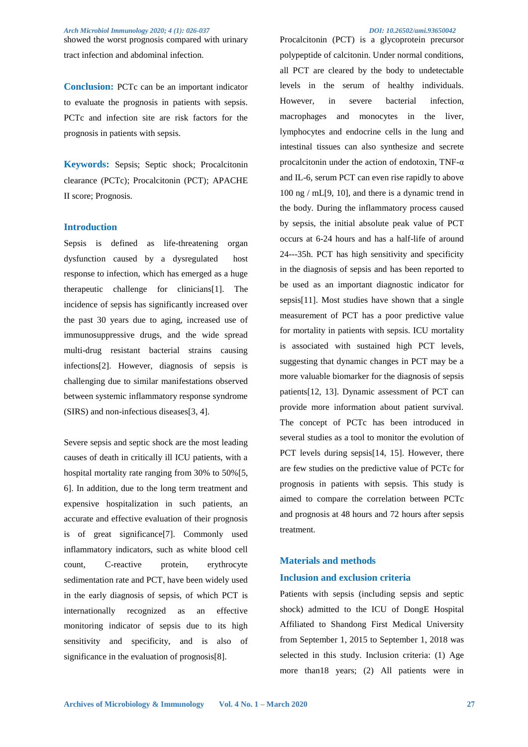showed the worst prognosis compared with urinary tract infection and abdominal infection.

**Conclusion:** PCTc can be an important indicator to evaluate the prognosis in patients with sepsis. PCTc and infection site are risk factors for the prognosis in patients with sepsis.

**Keywords:** Sepsis; Septic shock; Procalcitonin clearance (PCTc); Procalcitonin (PCT); APACHE II score; Prognosis.

## Introduction

Sepsis is defined as life-threatening organ dysfunction caused by a dysregulated host response to infection, which has emerged as a huge therapeutic challenge for clinicians[1]. The incidence of sepsis has significantly increased over the past 30 years due to aging, increased use of immunosuppressive drugs, and the wide spread multi-drug resistant bacterial strains causing infections[2]. However, diagnosis of sepsis is challenging due to similar manifestations observed between systemic inflammatory response syndrome (SIRS) and non-infectious diseases[3, 4].

Severe sepsis and septic shock are the most leading causes of death in critically ill ICU patients, with a hospital mortality rate ranging from 30% to 50%[5, 6]. In addition, due to the long term treatment and expensive hospitalization in such patients, an accurate and effective evaluation of their prognosis is of great significance[7]. Commonly used inflammatory indicators, such as white blood cell count, C-reactive protein, erythrocyte sedimentation rate and PCT, have been widely used in the early diagnosis of sepsis, of which PCT is internationally recognized as an effective monitoring indicator of sepsis due to its high sensitivity and specificity, and is also of significance in the evaluation of prognosis[8].

Procalcitonin (PCT) is a glycoprotein precursor polypeptide of calcitonin. Under normal conditions, all PCT are cleared by the body to undetectable levels in the serum of healthy individuals. However, in severe bacterial infection, macrophages and monocytes in the liver, lymphocytes and endocrine cells in the lung and intestinal tissues can also synthesize and secrete procalcitonin under the action of endotoxin, TNF-α and IL-6, serum PCT can even rise rapidly to above 100 ng / mL[9, 10], and there is a dynamic trend in the body. During the inflammatory process caused by sepsis, the initial absolute peak value of PCT occurs at 6-24 hours and has a half-life of around 24---35h. PCT has high sensitivity and specificity in the diagnosis of sepsis and has been reported to be used as an important diagnostic indicator for sepsis[11]. Most studies have shown that a single measurement of PCT has a poor predictive value for mortality in patients with sepsis. ICU mortality is associated with sustained high PCT levels, suggesting that dynamic changes in PCT may be a more valuable biomarker for the diagnosis of sepsis patients[12, 13]. Dynamic assessment of PCT can provide more information about patient survival. The concept of PCTc has been introduced in several studies as a tool to monitor the evolution of PCT levels during sepsis[14, 15]. However, there are few studies on the predictive value of PCTc for prognosis in patients with sepsis. This study is aimed to compare the correlation between PCTc and prognosis at 48 hours and 72 hours after sepsis treatment.

## Materials and methods

### Inclusion and exclusion criteria

Patients with sepsis (including sepsis and septic shock) admitted to the ICU of DongE Hospital Affiliated to Shandong First Medical University from September 1, 2015 to September 1, 2018 was selected in this study. Inclusion criteria: (1) Age more than18 years; (2) All patients were in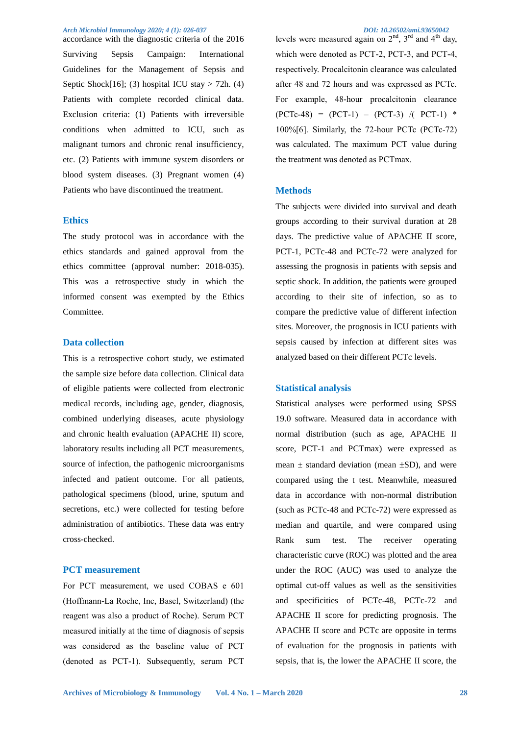accordance with the diagnostic criteria of the 2016 Surviving Sepsis Campaign: International Guidelines for the Management of Sepsis and Septic Shock[16]; (3) hospital ICU stay > 72h. (4) Patients with complete recorded clinical data. Exclusion criteria: (1) Patients with irreversible conditions when admitted to ICU, such as malignant tumors and chronic renal insufficiency, etc. (2) Patients with immune system disorders or blood system diseases. (3) Pregnant women (4) Patients who have discontinued the treatment.

## Ethics

The study protocol was in accordance with the ethics standards and gained approval from the ethics committee (approval number: 2018-035). This was a retrospective study in which the informed consent was exempted by the Ethics Committee.

## Data collection

This is a retrospective cohort study, we estimated the sample size before data collection. Clinical data of eligible patients were collected from electronic medical records, including age, gender, diagnosis, combined underlying diseases, acute physiology and chronic health evaluation (APACHE II) score, laboratory results including all PCT measurements, source of infection, the pathogenic microorganisms infected and patient outcome. For all patients, pathological specimens (blood, urine, sputum and secretions, etc.) were collected for testing before administration of antibiotics. These data was entry cross-checked.

## PCT measurement

For PCT measurement, we used COBAS e 601 (Hoffmann-La Roche, Inc, Basel, Switzerland) (the reagent was also a product of Roche). Serum PCT measured initially at the time of diagnosis of sepsis was considered as the baseline value of PCT (denoted as PCT-1). Subsequently, serum PCT levels were measured again on 2[nd], 3[rd] and 4[th] day, which were denoted as PCT-2, PCT-3, and PCT-4, respectively. Procalcitonin clearance was calculated after 48 and 72 hours and was expressed as PCTc. For example, 48-hour procalcitonin clearance (PCTc-48) = (PCT-1) – (PCT-3) /( PCT-1) * 100%[6]. Similarly, the 72-hour PCTc (PCTc-72) was calculated. The maximum PCT value during the treatment was denoted as PCTmax.

## Methods

The subjects were divided into survival and death groups according to their survival duration at 28 days. The predictive value of APACHE II score, PCT-1, PCTc-48 and PCTc-72 were analyzed for assessing the prognosis in patients with sepsis and septic shock. In addition, the patients were grouped according to their site of infection, so as to compare the predictive value of different infection sites. Moreover, the prognosis in ICU patients with sepsis caused by infection at different sites was analyzed based on their different PCTc levels.

## Statistical analysis

Statistical analyses were performed using SPSS 19.0 software. Measured data in accordance with normal distribution (such as age, APACHE II score, PCT-1 and PCTmax) were expressed as mean ± standard deviation (mean ±SD), and were compared using the t test. Meanwhile, measured data in accordance with non-normal distribution (such as PCTc-48 and PCTc-72) were expressed as median and quartile, and were compared using Rank sum test. The receiver operating characteristic curve (ROC) was plotted and the area under the ROC (AUC) was used to analyze the optimal cut-off values as well as the sensitivities and specificities of PCTc-48, PCTc-72 and APACHE II score for predicting prognosis. The APACHE II score and PCTc are opposite in terms of evaluation for the prognosis in patients with sepsis, that is, the lower the APACHE II score, the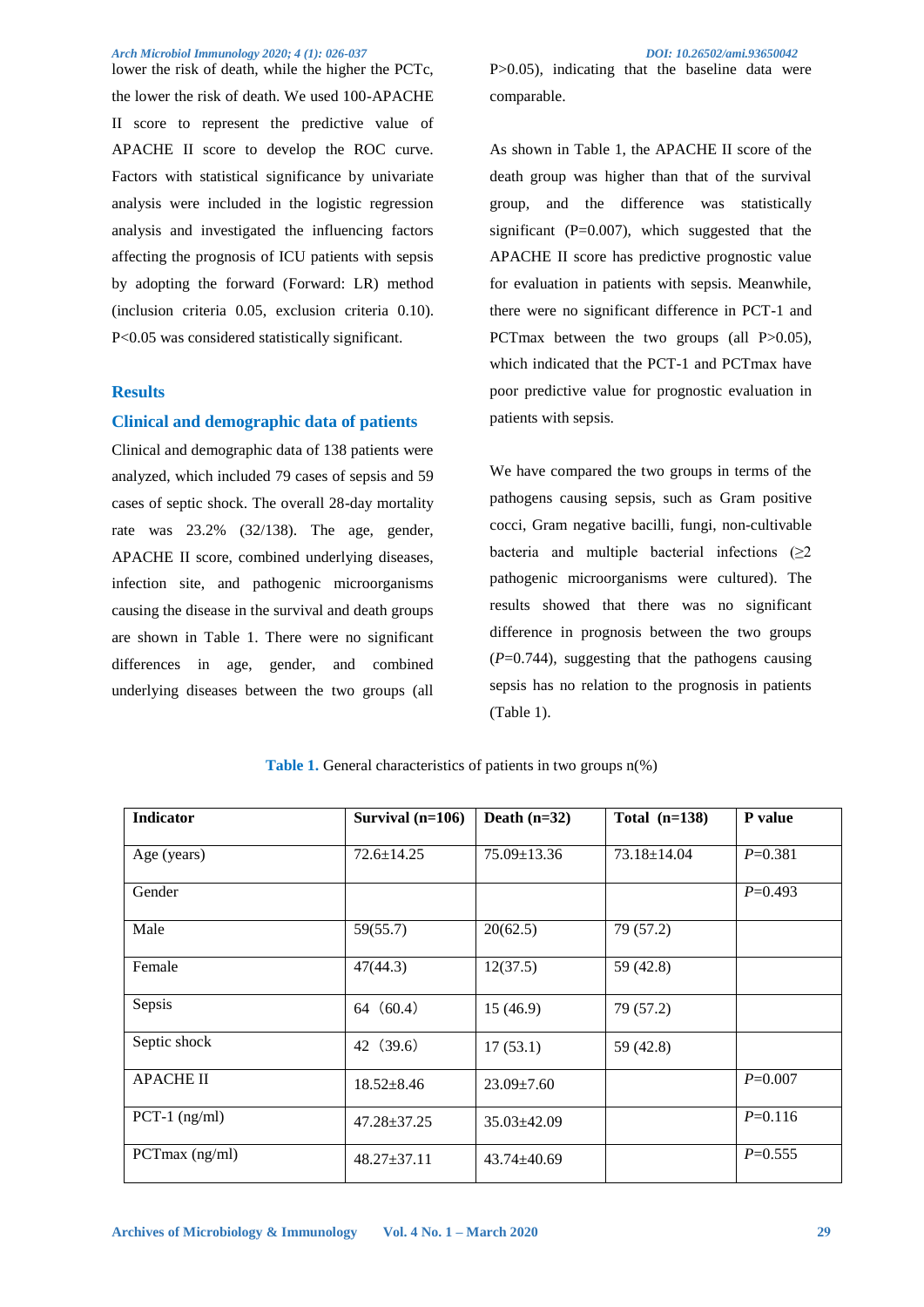lower the risk of death, while the higher the PCTc, the lower the risk of death. We used 100-APACHE II score to represent the predictive value of APACHE II score to develop the ROC curve. Factors with statistical significance by univariate analysis were included in the logistic regression analysis and investigated the influencing factors affecting the prognosis of ICU patients with sepsis by adopting the forward (Forward: LR) method (inclusion criteria 0.05, exclusion criteria 0.10). P<0.05 was considered statistically significant.

## Results

### Clinical and demographic data of patients

Clinical and demographic data of 138 patients were analyzed, which included 79 cases of sepsis and 59 cases of septic shock. The overall 28-day mortality rate was 23.2% (32/138). The age, gender, APACHE II score, combined underlying diseases, infection site, and pathogenic microorganisms causing the disease in the survival and death groups are shown in Table 1. There were no significant differences in age, gender, and combined underlying diseases between the two groups (all P>0.05), indicating that the baseline data were comparable.

As shown in Table 1, the APACHE II score of the death group was higher than that of the survival group, and the difference was statistically significant (P=0.007), which suggested that the APACHE II score has predictive prognostic value for evaluation in patients with sepsis. Meanwhile, there were no significant difference in PCT-1 and PCTmax between the two groups (all P>0.05), which indicated that the PCT-1 and PCTmax have poor predictive value for prognostic evaluation in patients with sepsis.

We have compared the two groups in terms of the pathogens causing sepsis, such as Gram positive cocci, Gram negative bacilli, fungi, non-cultivable bacteria and multiple bacterial infections (≥2 pathogenic microorganisms were cultured). The results showed that there was no significant difference in prognosis between the two groups (*P*=0.744), suggesting that the pathogens causing sepsis has no relation to the prognosis in patients (Table 1).

**Table 1.** General characteristics of patients in two groups n(%)

| Indicator | Survival (n=106) | Death (n=32) | Total (n=138) | P value |
|---|---|---|---|---|
| Age (years) | 72.6±14.25 | 75.09±13.36 | 73.18±14.04 | *P*=0.381 |
| Gender | | | | *P*=0.493 |
| Male | 59(55.7) | 20(62.5) | 79 (57.2) | |
| Female | 47(44.3) | 12(37.5) | 59 (42.8) | |
| Sepsis | 64（60.4） | 15 (46.9) | 79 (57.2) | |
| Septic shock | 42（39.6） | 17 (53.1) | 59 (42.8) | |
| APACHE II | 18.52±8.46 | 23.09±7.60 | | *P*=0.007 |
| PCT-1 (ng/ml) | 47.28±37.25 | 35.03±42.09 | | *P*=0.116 |
| PCTmax (ng/ml) | 48.27±37.11 | 43.74±40.69 | | *P*=0.555 |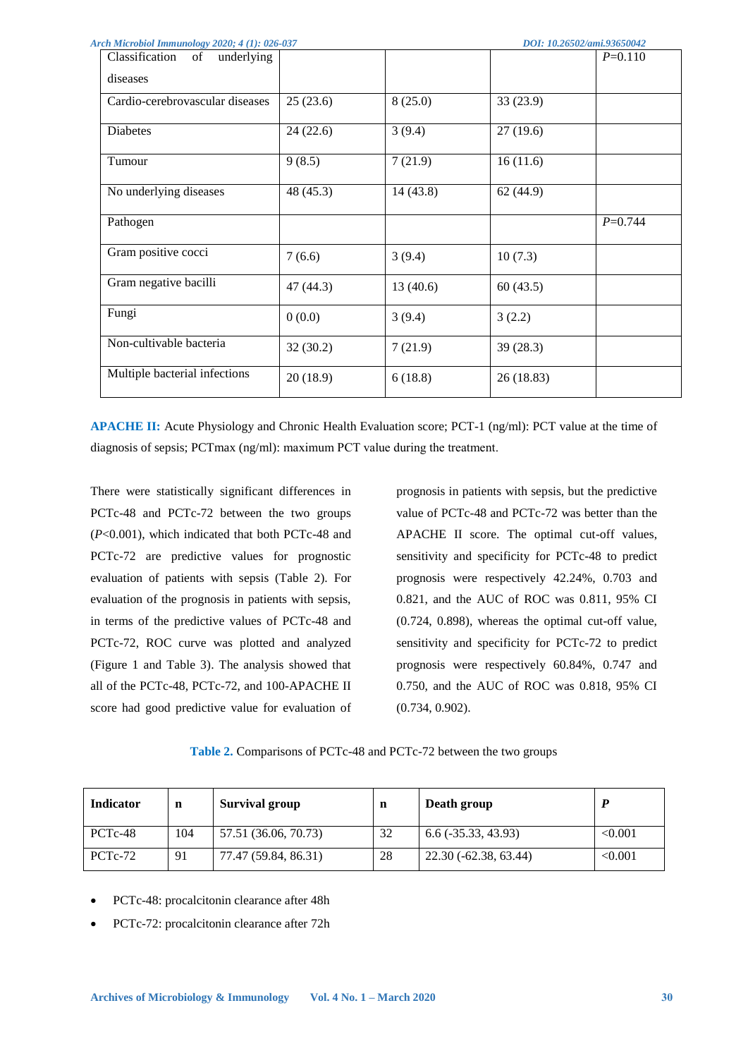| Classification of underlying diseases | | | | $P$=0.110 |
|---|---|---|---|---|
| Cardio-cerebrovascular diseases | 25 (23.6) | 8 (25.0) | 33 (23.9) | |
| Diabetes | 24 (22.6) | 3 (9.4) | 27 (19.6) | |
| Tumour | 9 (8.5) | 7 (21.9) | 16 (11.6) | |
| No underlying diseases | 48 (45.3) | 14 (43.8) | 62 (44.9) | |
| Pathogen | | | | $P$=0.744 |
| Gram positive cocci | 7 (6.6) | 3 (9.4) | 10 (7.3) | |
| Gram negative bacilli | 47 (44.3) | 13 (40.6) | 60 (43.5) | |
| Fungi | 0 (0.0) | 3 (9.4) | 3 (2.2) | |
| Non-cultivable bacteria | 32 (30.2) | 7 (21.9) | 39 (28.3) | |
| Multiple bacterial infections | 20 (18.9) | 6 (18.8) | 26 (18.83) | |

**APACHE II:** Acute Physiology and Chronic Health Evaluation score; PCT-1 (ng/ml): PCT value at the time of diagnosis of sepsis; PCTmax (ng/ml): maximum PCT value during the treatment.

There were statistically significant differences in PCTc-48 and PCTc-72 between the two groups ($P$<0.001), which indicated that both PCTc-48 and PCTc-72 are predictive values for prognostic evaluation of patients with sepsis (Table 2). For evaluation of the prognosis in patients with sepsis, in terms of the predictive values of PCTc-48 and PCTc-72, ROC curve was plotted and analyzed (Figure 1 and Table 3). The analysis showed that all of the PCTc-48, PCTc-72, and 100-APACHE II score had good predictive value for evaluation of prognosis in patients with sepsis, but the predictive value of PCTc-48 and PCTc-72 was better than the APACHE II score. The optimal cut-off values, sensitivity and specificity for PCTc-48 to predict prognosis were respectively 42.24%, 0.703 and 0.821, and the AUC of ROC was 0.811, 95% CI (0.724, 0.898), whereas the optimal cut-off value, sensitivity and specificity for PCTc-72 to predict prognosis were respectively 60.84%, 0.747 and 0.750, and the AUC of ROC was 0.818, 95% CI (0.734, 0.902).

**Table 2.** Comparisons of PCTc-48 and PCTc-72 between the two groups

| Indicator | n | Survival group | n | Death group | $P$ |
|---|---|---|---|---|---|
| PCTc-48 | 104 | 57.51 (36.06, 70.73) | 32 | 6.6 (-35.33, 43.93) | <0.001 |
| PCTc-72 | 91 | 77.47 (59.84, 86.31) | 28 | 22.30 (-62.38, 63.44) | <0.001 |

- PCTc-48: procalcitonin clearance after 48h
- PCTc-72: procalcitonin clearance after 72h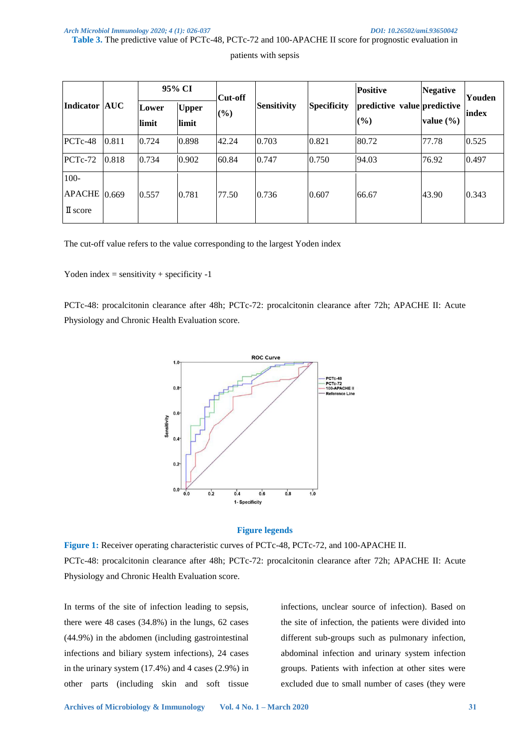**Table 3.** The predictive value of PCTc-48, PCTc-72 and 100-APACHE II score for prognostic evaluation in patients with sepsis

| Indicator | AUC | 95% CI | | Cut-off (%) | Sensitivity | Specificity | Positive predictive value (%) | Negative predictive value (%) | Youden index |
|---|---|---|---|---|---|---|---|---|---|
| | | Lower limit | Upper limit | | | | | | |
| PCTc-48 | 0.811 | 0.724 | 0.898 | 42.24 | 0.703 | 0.821 | 80.72 | 77.78 | 0.525 |
| PCTc-72 | 0.818 | 0.734 | 0.902 | 60.84 | 0.747 | 0.750 | 94.03 | 76.92 | 0.497 |
| 100-APACHE Ⅱ score | 0.669 | 0.557 | 0.781 | 77.50 | 0.736 | 0.607 | 66.67 | 43.90 | 0.343 |

The cut-off value refers to the value corresponding to the largest Yoden index

Yoden index = sensitivity + specificity -1

PCTc-48: procalcitonin clearance after 48h; PCTc-72: procalcitonin clearance after 72h; APACHE II: Acute Physiology and Chronic Health Evaluation score.

## Figure legends

**Figure 1:** Receiver operating characteristic curves of PCTc-48, PCTc-72, and 100-APACHE II.
PCTc-48: procalcitonin clearance after 48h; PCTc-72: procalcitonin clearance after 72h; APACHE II: Acute Physiology and Chronic Health Evaluation score.

In terms of the site of infection leading to sepsis, there were 48 cases (34.8%) in the lungs, 62 cases (44.9%) in the abdomen (including gastrointestinal infections and biliary system infections), 24 cases in the urinary system (17.4%) and 4 cases (2.9%) in other parts (including skin and soft tissue infections, unclear source of infection). Based on the site of infection, the patients were divided into different sub-groups such as pulmonary infection, abdominal infection and urinary system infection groups. Patients with infection at other sites were excluded due to small number of cases (they were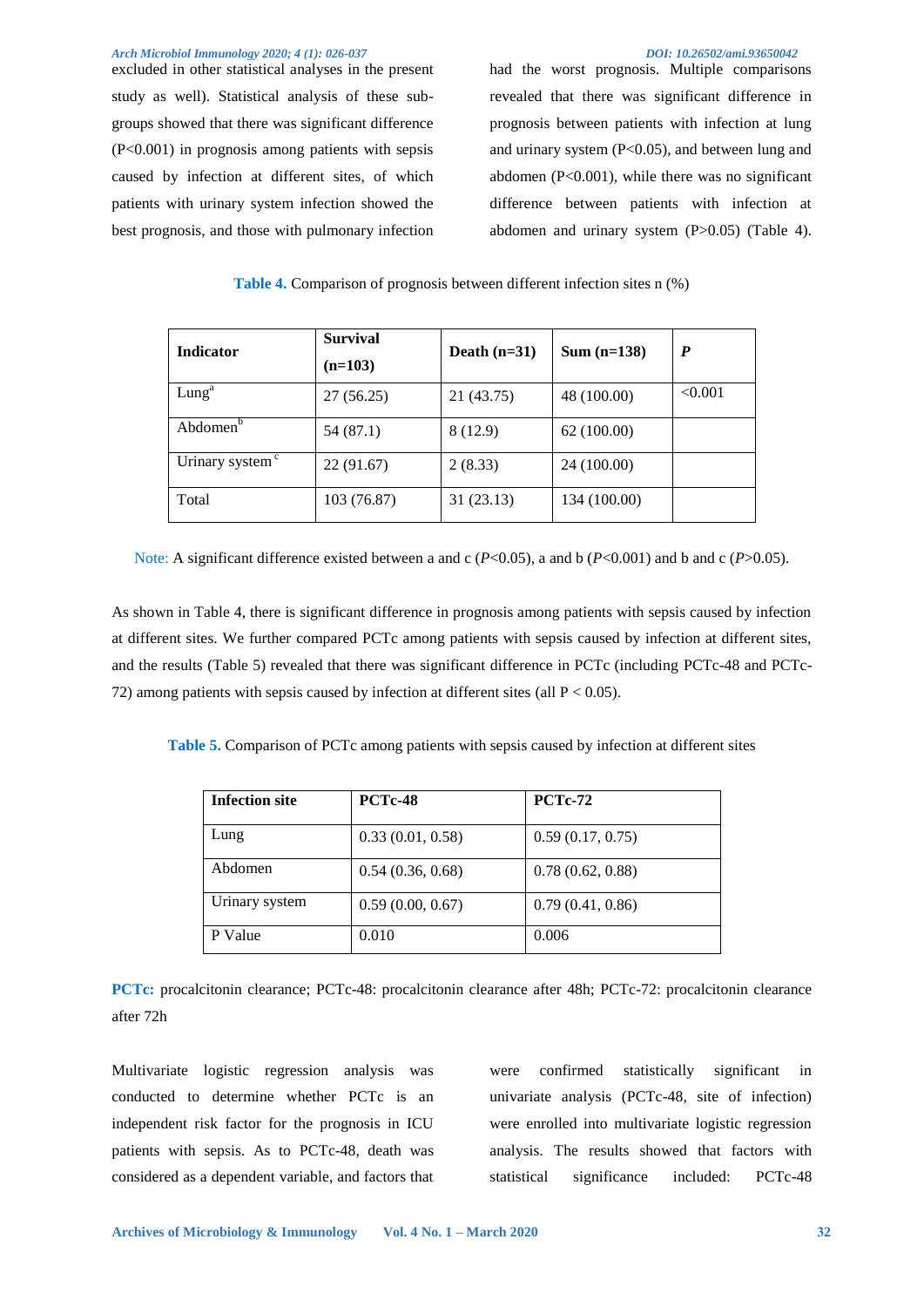excluded in other statistical analyses in the present study as well). Statistical analysis of these sub-groups showed that there was significant difference (P<0.001) in prognosis among patients with sepsis caused by infection at different sites, of which patients with urinary system infection showed the best prognosis, and those with pulmonary infection had the worst prognosis. Multiple comparisons revealed that there was significant difference in prognosis between patients with infection at lung and urinary system (P<0.05), and between lung and abdomen (P<0.001), while there was no significant difference between patients with infection at abdomen and urinary system (P>0.05) (Table 4).

**Table 4.** Comparison of prognosis between different infection sites n (%)

| **Indicator** | **Survival (n=103)** | **Death (n=31)** | **Sum (n=138)** | ***P*** |
|---|---|---|---|---|
| Lung[a] | 27 (56.25) | 21 (43.75) | 48 (100.00) | <0.001 |
| Abdomen[b] | 54 (87.1) | 8 (12.9) | 62 (100.00) | |
| Urinary system [c] | 22 (91.67) | 2 (8.33) | 24 (100.00) | |
| Total | 103 (76.87) | 31 (23.13) | 134 (100.00) | |

Note: A significant difference existed between a and c (*P*<0.05), a and b (*P*<0.001) and b and c (*P*>0.05).

As shown in Table 4, there is significant difference in prognosis among patients with sepsis caused by infection at different sites. We further compared PCTc among patients with sepsis caused by infection at different sites, and the results (Table 5) revealed that there was significant difference in PCTc (including PCTc-48 and PCTc-72) among patients with sepsis caused by infection at different sites (all P < 0.05).

**Table 5.** Comparison of PCTc among patients with sepsis caused by infection at different sites

| **Infection site** | **PCTc-48** | **PCTc-72** |
|---|---|---|
| Lung | 0.33 (0.01, 0.58) | 0.59 (0.17, 0.75) |
| Abdomen | 0.54 (0.36, 0.68) | 0.78 (0.62, 0.88) |
| Urinary system | 0.59 (0.00, 0.67) | 0.79 (0.41, 0.86) |
| P Value | 0.010 | 0.006 |

**PCTc:** procalcitonin clearance; PCTc-48: procalcitonin clearance after 48h; PCTc-72: procalcitonin clearance after 72h

Multivariate logistic regression analysis was conducted to determine whether PCTc is an independent risk factor for the prognosis in ICU patients with sepsis. As to PCTc-48, death was considered as a dependent variable, and factors that were confirmed statistically significant in univariate analysis (PCTc-48, site of infection) were enrolled into multivariate logistic regression analysis. The results showed that factors with statistical significance included: PCTc-48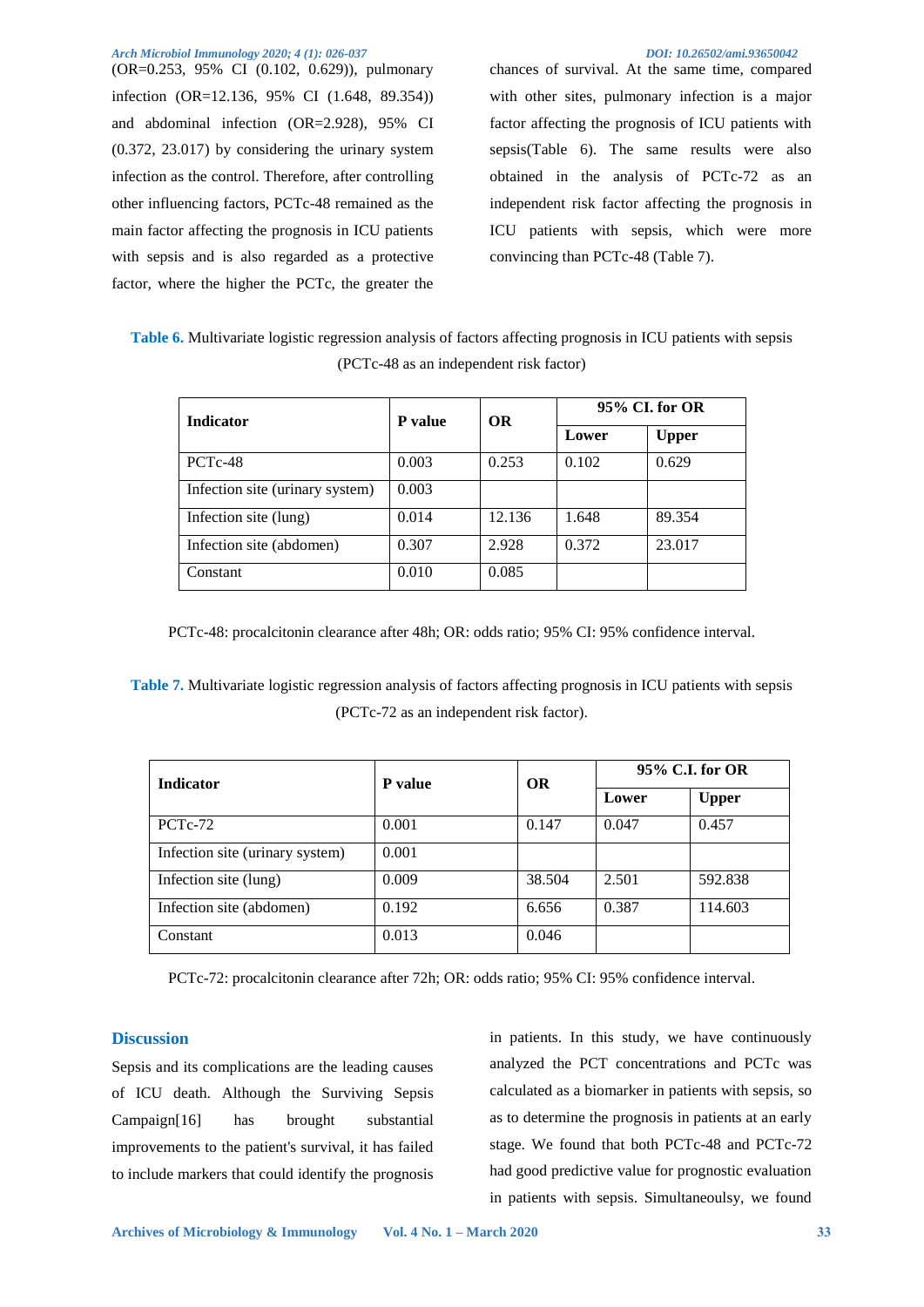(OR=0.253, 95% CI (0.102, 0.629)), pulmonary infection (OR=12.136, 95% CI (1.648, 89.354)) and abdominal infection (OR=2.928), 95% CI (0.372, 23.017) by considering the urinary system infection as the control. Therefore, after controlling other influencing factors, PCTc-48 remained as the main factor affecting the prognosis in ICU patients with sepsis and is also regarded as a protective factor, where the higher the PCTc, the greater the chances of survival. At the same time, compared with other sites, pulmonary infection is a major factor affecting the prognosis of ICU patients with sepsis(Table 6). The same results were also obtained in the analysis of PCTc-72 as an independent risk factor affecting the prognosis in ICU patients with sepsis, which were more convincing than PCTc-48 (Table 7).

**Table 6.** Multivariate logistic regression analysis of factors affecting prognosis in ICU patients with sepsis (PCTc-48 as an independent risk factor)

| Indicator | P value | OR | 95% CI. for OR | |
|---|---|---|---|---|
| | | | Lower | Upper |
| PCTc-48 | 0.003 | 0.253 | 0.102 | 0.629 |
| Infection site (urinary system) | 0.003 | | | |
| Infection site (lung) | 0.014 | 12.136 | 1.648 | 89.354 |
| Infection site (abdomen) | 0.307 | 2.928 | 0.372 | 23.017 |
| Constant | 0.010 | 0.085 | | |

PCTc-48: procalcitonin clearance after 48h; OR: odds ratio; 95% CI: 95% confidence interval.

**Table 7.** Multivariate logistic regression analysis of factors affecting prognosis in ICU patients with sepsis (PCTc-72 as an independent risk factor).

| Indicator | P value | OR | 95% C.I. for OR | |
|---|---|---|---|---|
| | | | Lower | Upper |
| PCTc-72 | 0.001 | 0.147 | 0.047 | 0.457 |
| Infection site (urinary system) | 0.001 | | | |
| Infection site (lung) | 0.009 | 38.504 | 2.501 | 592.838 |
| Infection site (abdomen) | 0.192 | 6.656 | 0.387 | 114.603 |
| Constant | 0.013 | 0.046 | | |

PCTc-72: procalcitonin clearance after 72h; OR: odds ratio; 95% CI: 95% confidence interval.

## Discussion

Sepsis and its complications are the leading causes of ICU death. Although the Surviving Sepsis Campaign[16] has brought substantial improvements to the patient's survival, it has failed to include markers that could identify the prognosis in patients. In this study, we have continuously analyzed the PCT concentrations and PCTc was calculated as a biomarker in patients with sepsis, so as to determine the prognosis in patients at an early stage. We found that both PCTc-48 and PCTc-72 had good predictive value for prognostic evaluation in patients with sepsis. Simultaneoulsy, we found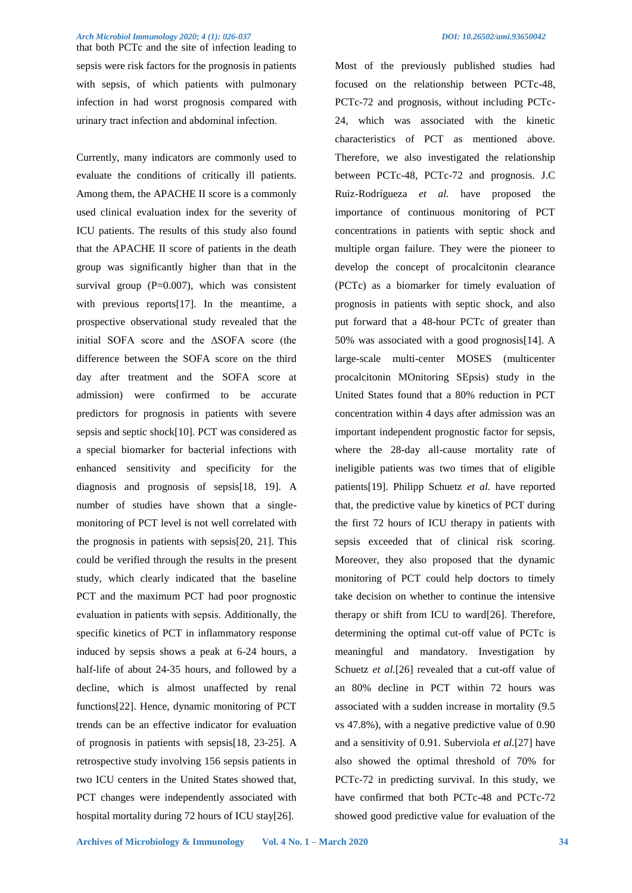that both PCTc and the site of infection leading to sepsis were risk factors for the prognosis in patients with sepsis, of which patients with pulmonary infection in had worst prognosis compared with urinary tract infection and abdominal infection.

Currently, many indicators are commonly used to evaluate the conditions of critically ill patients. Among them, the APACHE II score is a commonly used clinical evaluation index for the severity of ICU patients. The results of this study also found that the APACHE II score of patients in the death group was significantly higher than that in the survival group (P=0.007), which was consistent with previous reports[17]. In the meantime, a prospective observational study revealed that the initial SOFA score and the ΔSOFA score (the difference between the SOFA score on the third day after treatment and the SOFA score at admission) were confirmed to be accurate predictors for prognosis in patients with severe sepsis and septic shock[10]. PCT was considered as a special biomarker for bacterial infections with enhanced sensitivity and specificity for the diagnosis and prognosis of sepsis[18, 19]. A number of studies have shown that a single-monitoring of PCT level is not well correlated with the prognosis in patients with sepsis[20, 21]. This could be verified through the results in the present study, which clearly indicated that the baseline PCT and the maximum PCT had poor prognostic evaluation in patients with sepsis. Additionally, the specific kinetics of PCT in inflammatory response induced by sepsis shows a peak at 6-24 hours, a half-life of about 24-35 hours, and followed by a decline, which is almost unaffected by renal functions[22]. Hence, dynamic monitoring of PCT trends can be an effective indicator for evaluation of prognosis in patients with sepsis[18, 23-25]. A retrospective study involving 156 sepsis patients in two ICU centers in the United States showed that, PCT changes were independently associated with hospital mortality during 72 hours of ICU stay[26].

Most of the previously published studies had focused on the relationship between PCTc-48, PCTc-72 and prognosis, without including PCTc-24, which was associated with the kinetic characteristics of PCT as mentioned above. Therefore, we also investigated the relationship between PCTc-48, PCTc-72 and prognosis. J.C Ruiz-Rodrígueza *et al.* have proposed the importance of continuous monitoring of PCT concentrations in patients with septic shock and multiple organ failure. They were the pioneer to develop the concept of procalcitonin clearance (PCTc) as a biomarker for timely evaluation of prognosis in patients with septic shock, and also put forward that a 48-hour PCTc of greater than 50% was associated with a good prognosis[14]. A large-scale multi-center MOSES (multicenter procalcitonin MOnitoring SEpsis) study in the United States found that a 80% reduction in PCT concentration within 4 days after admission was an important independent prognostic factor for sepsis, where the 28-day all-cause mortality rate of ineligible patients was two times that of eligible patients[19]. Philipp Schuetz *et al.* have reported that, the predictive value by kinetics of PCT during the first 72 hours of ICU therapy in patients with sepsis exceeded that of clinical risk scoring. Moreover, they also proposed that the dynamic monitoring of PCT could help doctors to timely take decision on whether to continue the intensive therapy or shift from ICU to ward[26]. Therefore, determining the optimal cut-off value of PCTc is meaningful and mandatory. Investigation by Schuetz *et al.*[26] revealed that a cut-off value of an 80% decline in PCT within 72 hours was associated with a sudden increase in mortality (9.5 vs 47.8%), with a negative predictive value of 0.90 and a sensitivity of 0.91. Suberviola *et al.*[27] have also showed the optimal threshold of 70% for PCTc-72 in predicting survival. In this study, we have confirmed that both PCTc-48 and PCTc-72 showed good predictive value for evaluation of the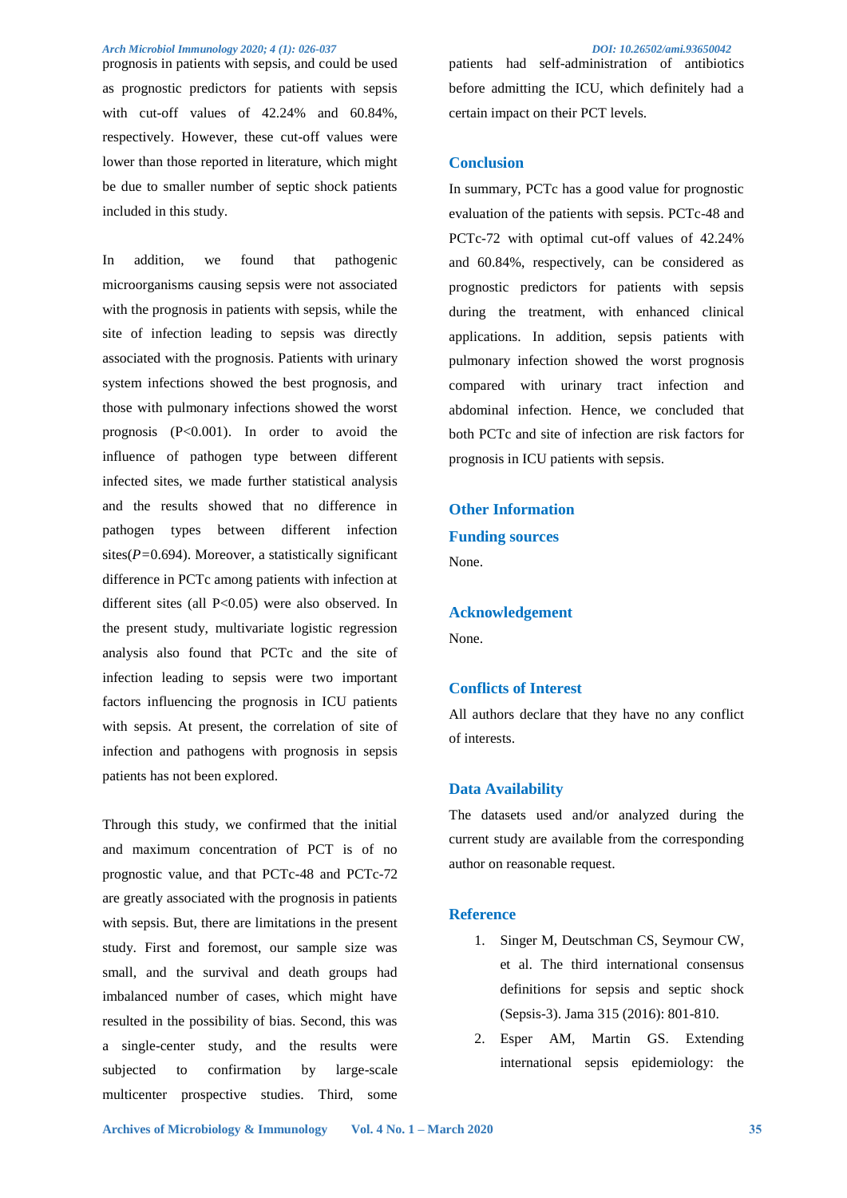prognosis in patients with sepsis, and could be used as prognostic predictors for patients with sepsis with cut-off values of 42.24% and 60.84%, respectively. However, these cut-off values were lower than those reported in literature, which might be due to smaller number of septic shock patients included in this study.

In addition, we found that pathogenic microorganisms causing sepsis were not associated with the prognosis in patients with sepsis, while the site of infection leading to sepsis was directly associated with the prognosis. Patients with urinary system infections showed the best prognosis, and those with pulmonary infections showed the worst prognosis ($P<0.001$). In order to avoid the influence of pathogen type between different infected sites, we made further statistical analysis and the results showed that no difference in pathogen types between different infection sites($P=0.694$). Moreover, a statistically significant difference in PCTc among patients with infection at different sites (all $P<0.05$) were also observed. In the present study, multivariate logistic regression analysis also found that PCTc and the site of infection leading to sepsis were two important factors influencing the prognosis in ICU patients with sepsis. At present, the correlation of site of infection and pathogens with prognosis in sepsis patients has not been explored.

Through this study, we confirmed that the initial and maximum concentration of PCT is of no prognostic value, and that PCTc-48 and PCTc-72 are greatly associated with the prognosis in patients with sepsis. But, there are limitations in the present study. First and foremost, our sample size was small, and the survival and death groups had imbalanced number of cases, which might have resulted in the possibility of bias. Second, this was a single-center study, and the results were subjected to confirmation by large-scale multicenter prospective studies. Third, some patients had self-administration of antibiotics before admitting the ICU, which definitely had a certain impact on their PCT levels.

## Conclusion

In summary, PCTc has a good value for prognostic evaluation of the patients with sepsis. PCTc-48 and PCTc-72 with optimal cut-off values of 42.24% and 60.84%, respectively, can be considered as prognostic predictors for patients with sepsis during the treatment, with enhanced clinical applications. In addition, sepsis patients with pulmonary infection showed the worst prognosis compared with urinary tract infection and abdominal infection. Hence, we concluded that both PCTc and site of infection are risk factors for prognosis in ICU patients with sepsis.

## Other Information

### Funding sources

None.

### Acknowledgement

None.

### Conflicts of Interest

All authors declare that they have no any conflict of interests.

### Data Availability

The datasets used and/or analyzed during the current study are available from the corresponding author on reasonable request.

## Reference

1. Singer M, Deutschman CS, Seymour CW, et al. The third international consensus definitions for sepsis and septic shock (Sepsis-3). Jama 315 (2016): 801-810.
2. Esper AM, Martin GS. Extending international sepsis epidemiology: the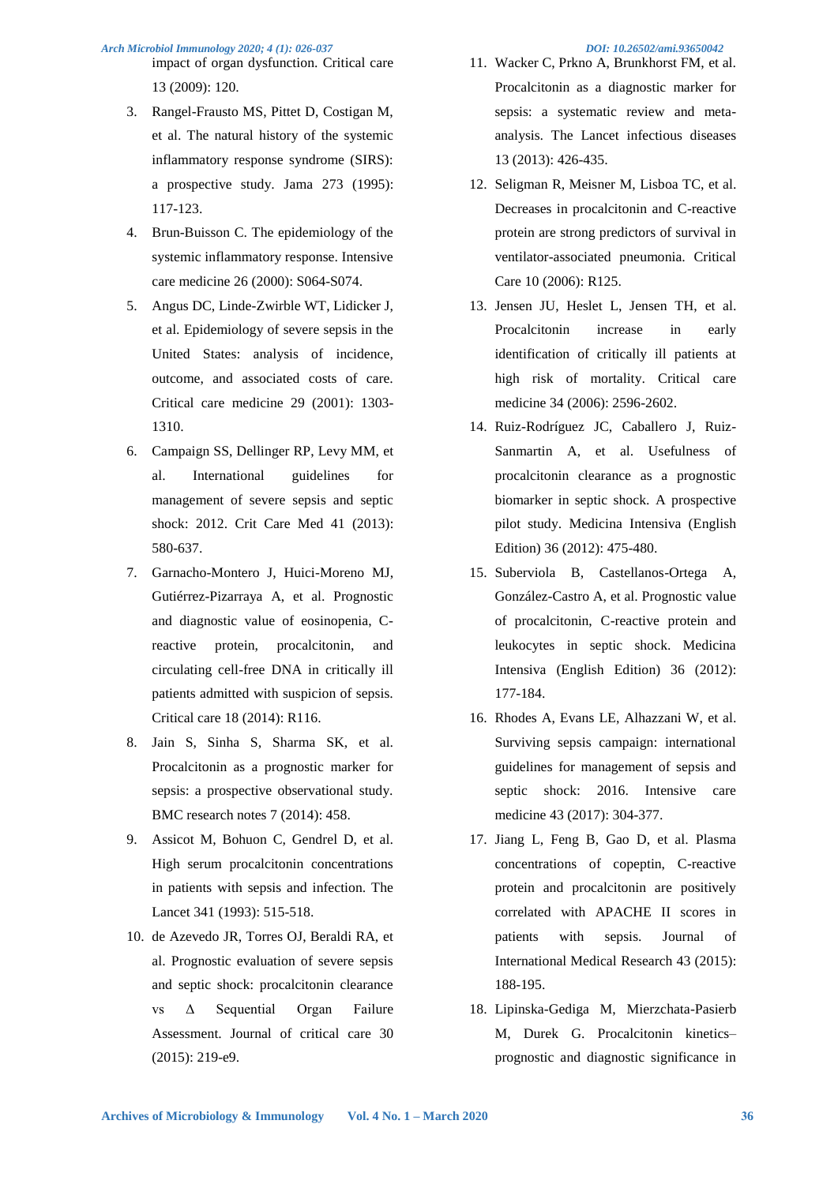impact of organ dysfunction. Critical care 13 (2009): 120.

3. Rangel-Frausto MS, Pittet D, Costigan M, et al. The natural history of the systemic inflammatory response syndrome (SIRS): a prospective study. Jama 273 (1995): 117-123.
4. Brun-Buisson C. The epidemiology of the systemic inflammatory response. Intensive care medicine 26 (2000): S064-S074.
5. Angus DC, Linde-Zwirble WT, Lidicker J, et al. Epidemiology of severe sepsis in the United States: analysis of incidence, outcome, and associated costs of care. Critical care medicine 29 (2001): 1303-1310.
6. Campaign SS, Dellinger RP, Levy MM, et al. International guidelines for management of severe sepsis and septic shock: 2012. Crit Care Med 41 (2013): 580-637.
7. Garnacho-Montero J, Huici-Moreno MJ, Gutiérrez-Pizarraya A, et al. Prognostic and diagnostic value of eosinopenia, C-reactive protein, procalcitonin, and circulating cell-free DNA in critically ill patients admitted with suspicion of sepsis. Critical care 18 (2014): R116.
8. Jain S, Sinha S, Sharma SK, et al. Procalcitonin as a prognostic marker for sepsis: a prospective observational study. BMC research notes 7 (2014): 458.
9. Assicot M, Bohuon C, Gendrel D, et al. High serum procalcitonin concentrations in patients with sepsis and infection. The Lancet 341 (1993): 515-518.
10. de Azevedo JR, Torres OJ, Beraldi RA, et al. Prognostic evaluation of severe sepsis and septic shock: procalcitonin clearance vs Δ Sequential Organ Failure Assessment. Journal of critical care 30 (2015): 219-e9.
11. Wacker C, Prkno A, Brunkhorst FM, et al. Procalcitonin as a diagnostic marker for sepsis: a systematic review and meta-analysis. The Lancet infectious diseases 13 (2013): 426-435.
12. Seligman R, Meisner M, Lisboa TC, et al. Decreases in procalcitonin and C-reactive protein are strong predictors of survival in ventilator-associated pneumonia. Critical Care 10 (2006): R125.
13. Jensen JU, Heslet L, Jensen TH, et al. Procalcitonin increase in early identification of critically ill patients at high risk of mortality. Critical care medicine 34 (2006): 2596-2602.
14. Ruiz-Rodríguez JC, Caballero J, Ruiz-Sanmartin A, et al. Usefulness of procalcitonin clearance as a prognostic biomarker in septic shock. A prospective pilot study. Medicina Intensiva (English Edition) 36 (2012): 475-480.
15. Suberviola B, Castellanos-Ortega A, González-Castro A, et al. Prognostic value of procalcitonin, C-reactive protein and leukocytes in septic shock. Medicina Intensiva (English Edition) 36 (2012): 177-184.
16. Rhodes A, Evans LE, Alhazzani W, et al. Surviving sepsis campaign: international guidelines for management of sepsis and septic shock: 2016. Intensive care medicine 43 (2017): 304-377.
17. Jiang L, Feng B, Gao D, et al. Plasma concentrations of copeptin, C-reactive protein and procalcitonin are positively correlated with APACHE II scores in patients with sepsis. Journal of International Medical Research 43 (2015): 188-195.
18. Lipinska-Gediga M, Mierzchata-Pasierb M, Durek G. Procalcitonin kinetics–prognostic and diagnostic significance in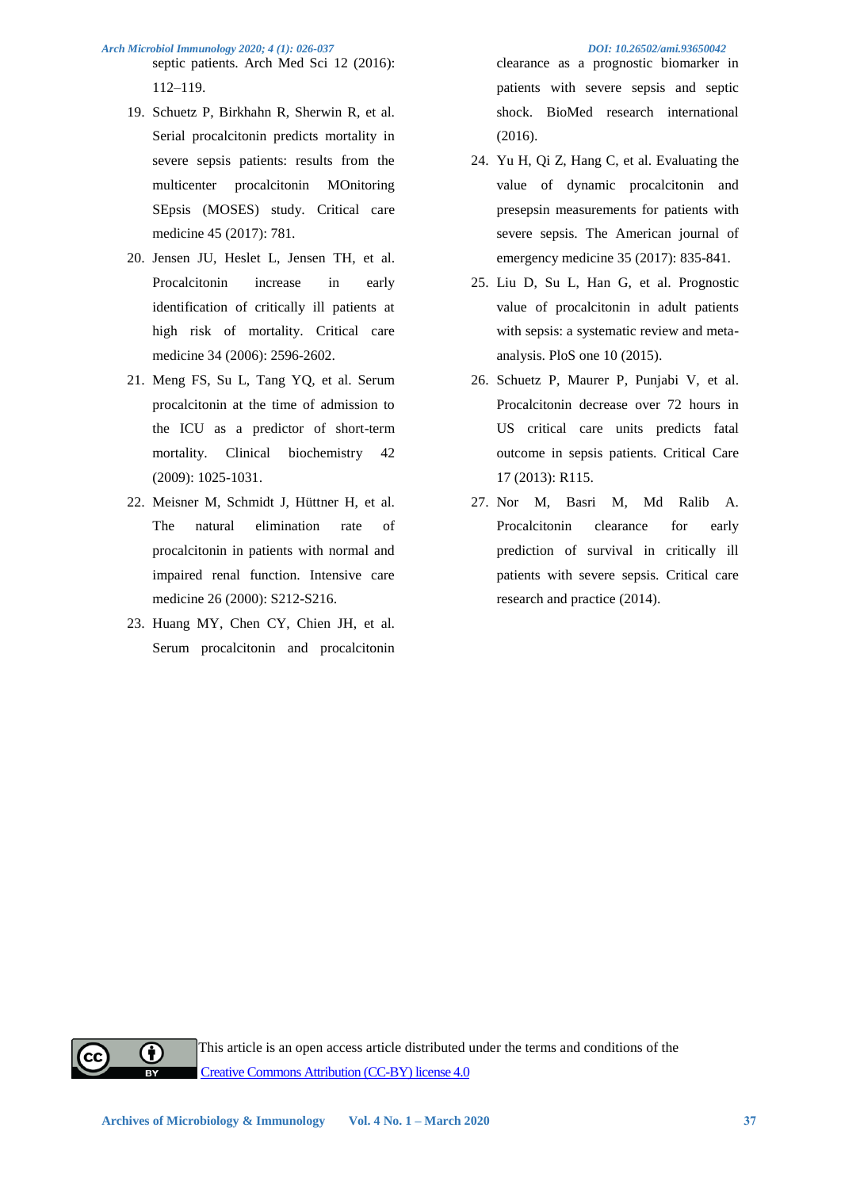septic patients. Arch Med Sci 12 (2016): 112–119.

19. Schuetz P, Birkhahn R, Sherwin R, et al. Serial procalcitonin predicts mortality in severe sepsis patients: results from the multicenter procalcitonin MOnitoring SEpsis (MOSES) study. Critical care medicine 45 (2017): 781.
20. Jensen JU, Heslet L, Jensen TH, et al. Procalcitonin increase in early identification of critically ill patients at high risk of mortality. Critical care medicine 34 (2006): 2596-2602.
21. Meng FS, Su L, Tang YQ, et al. Serum procalcitonin at the time of admission to the ICU as a predictor of short-term mortality. Clinical biochemistry 42 (2009): 1025-1031.
22. Meisner M, Schmidt J, Hüttner H, et al. The natural elimination rate of procalcitonin in patients with normal and impaired renal function. Intensive care medicine 26 (2000): S212-S216.
23. Huang MY, Chen CY, Chien JH, et al. Serum procalcitonin and procalcitonin clearance as a prognostic biomarker in patients with severe sepsis and septic shock. BioMed research international (2016).
24. Yu H, Qi Z, Hang C, et al. Evaluating the value of dynamic procalcitonin and presepsin measurements for patients with severe sepsis. The American journal of emergency medicine 35 (2017): 835-841.
25. Liu D, Su L, Han G, et al. Prognostic value of procalcitonin in adult patients with sepsis: a systematic review and meta-analysis. PloS one 10 (2015).
26. Schuetz P, Maurer P, Punjabi V, et al. Procalcitonin decrease over 72 hours in US critical care units predicts fatal outcome in sepsis patients. Critical Care 17 (2013): R115.
27. Nor M, Basri M, Md Ralib A. Procalcitonin clearance for early prediction of survival in critically ill patients with severe sepsis. Critical care research and practice (2014).

This article is an open access article distributed under the terms and conditions of the Creative Commons Attribution (CC-BY) license 4.0